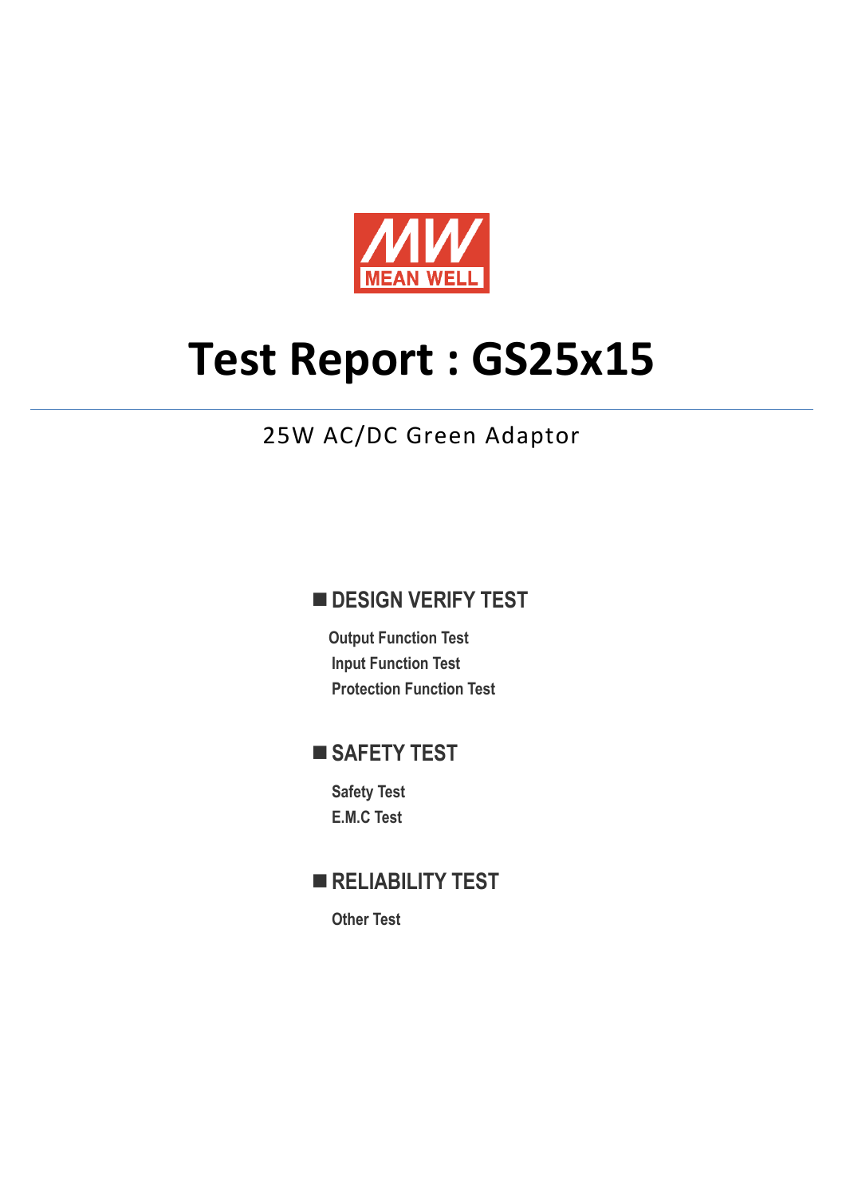MEAN WELL

# Test Report : GS25x15

25W AC/DC Green Adaptor

## ■ DESIGN VERIFY TEST

Output Function Test
Input Function Test
Protection Function Test

## ■ SAFETY TEST

Safety Test
E.M.C Test

## ■ RELIABILITY TEST

Other Test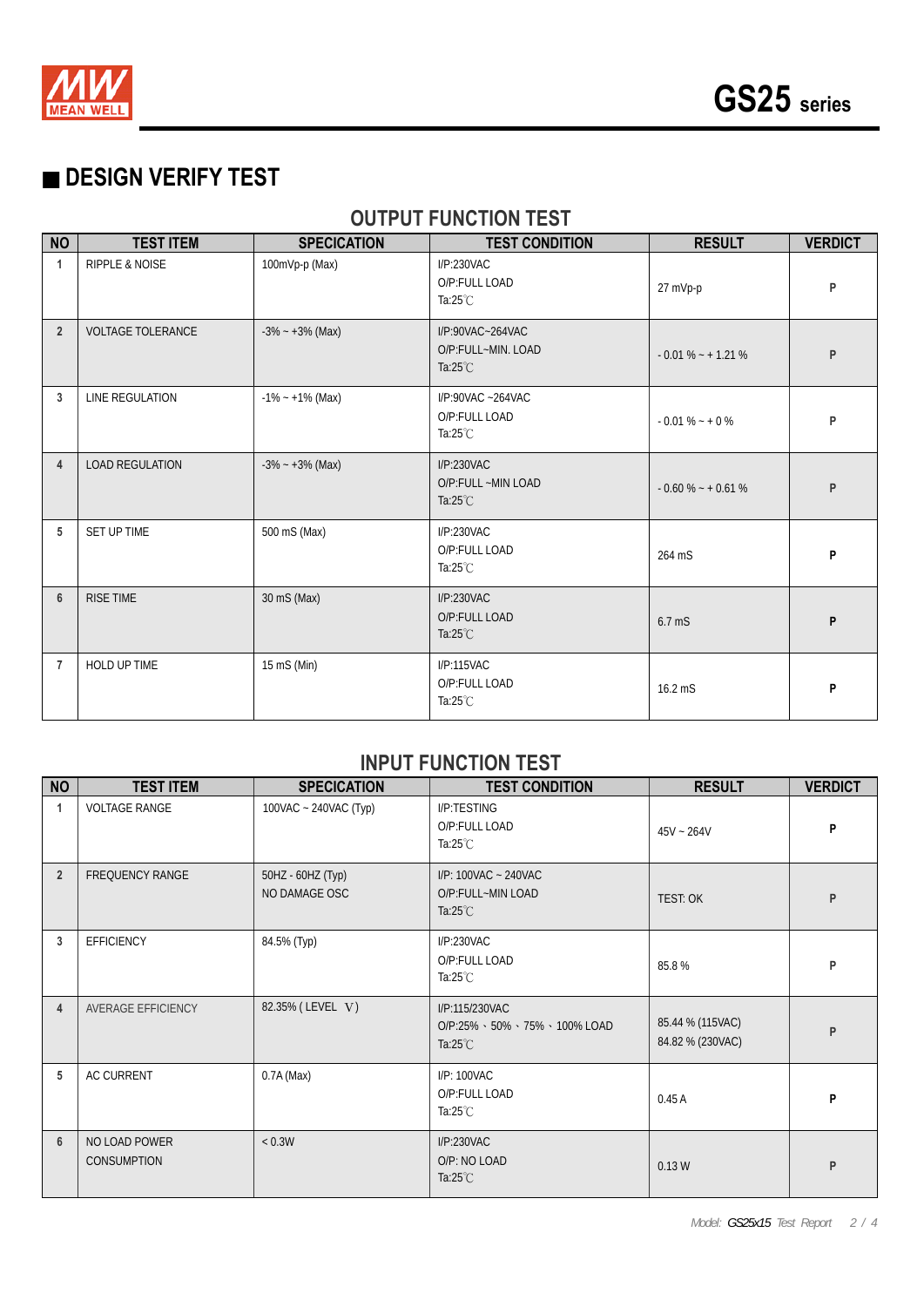# GS25 series

## ■ DESIGN VERIFY TEST

### OUTPUT FUNCTION TEST

| NO | TEST ITEM | SPECICATION | TEST CONDITION | RESULT | VERDICT |
|---|---|---|---|---|---|
| 1 | RIPPLE & NOISE | 100mVp-p (Max) | I/P:230VAC<br>O/P:FULL LOAD<br>Ta:25℃ | 27 mVp-p | P |
| 2 | VOLTAGE TOLERANCE | -3% ~ +3% (Max) | I/P:90VAC~264VAC<br>O/P:FULL~MIN. LOAD<br>Ta:25℃ | - 0.01 % ~ + 1.21 % | P |
| 3 | LINE REGULATION | -1% ~ +1% (Max) | I/P:90VAC ~264VAC<br>O/P:FULL LOAD<br>Ta:25℃ | - 0.01 % ~ + 0 % | P |
| 4 | LOAD REGULATION | -3% ~ +3% (Max) | I/P:230VAC<br>O/P:FULL ~MIN LOAD<br>Ta:25℃ | - 0.60 % ~ + 0.61 % | P |
| 5 | SET UP TIME | 500 mS (Max) | I/P:230VAC<br>O/P:FULL LOAD<br>Ta:25℃ | 264 mS | P |
| 6 | RISE TIME | 30 mS (Max) | I/P:230VAC<br>O/P:FULL LOAD<br>Ta:25℃ | 6.7 mS | P |
| 7 | HOLD UP TIME | 15 mS (Min) | I/P:115VAC<br>O/P:FULL LOAD<br>Ta:25℃ | 16.2 mS | P |

### INPUT FUNCTION TEST

| NO | TEST ITEM | SPECICATION | TEST CONDITION | RESULT | VERDICT |
|---|---|---|---|---|---|
| 1 | VOLTAGE RANGE | 100VAC ~ 240VAC (Typ) | I/P:TESTING<br>O/P:FULL LOAD<br>Ta:25℃ | 45V ~ 264V | P |
| 2 | FREQUENCY RANGE | 50HZ - 60HZ (Typ)<br>NO DAMAGE OSC | I/P: 100VAC ~ 240VAC<br>O/P:FULL~MIN LOAD<br>Ta:25℃ | TEST: OK | P |
| 3 | EFFICIENCY | 84.5% (Typ) | I/P:230VAC<br>O/P:FULL LOAD<br>Ta:25℃ | 85.8 % | P |
| 4 | AVERAGE EFFICIENCY | 82.35% ( LEVEL Ⅴ) | I/P:115/230VAC<br>O/P:25% 、50% 、75% 、100% LOAD<br>Ta:25℃ | 85.44 % (115VAC)<br>84.82 % (230VAC) | P |
| 5 | AC CURRENT | 0.7A (Max) | I/P: 100VAC<br>O/P:FULL LOAD<br>Ta:25℃ | 0.45 A | P |
| 6 | NO LOAD POWER CONSUMPTION | < 0.3W | I/P:230VAC<br>O/P: NO LOAD<br>Ta:25℃ | 0.13 W | P |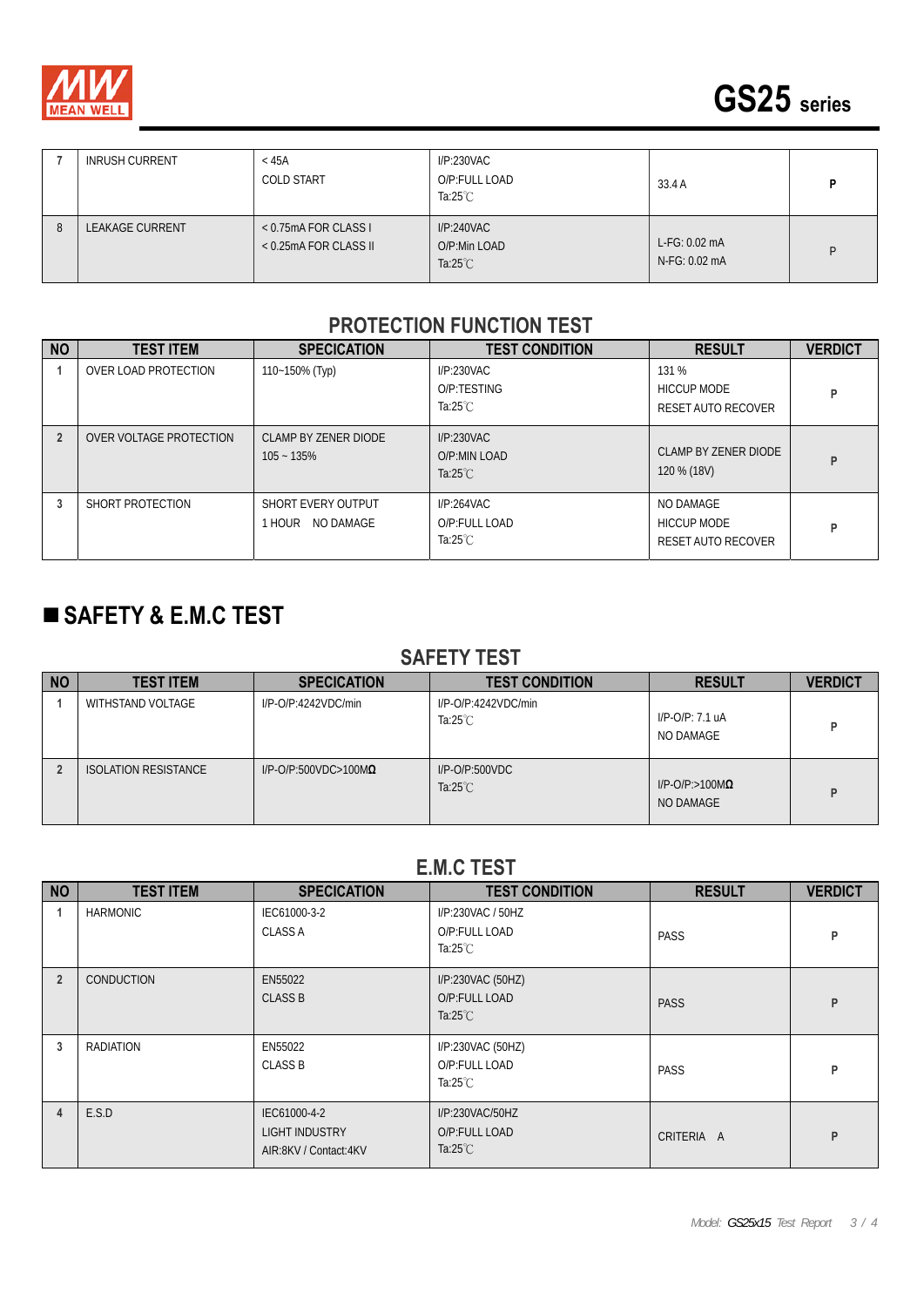| 7 | INRUSH CURRENT | < 45A<br>COLD START | I/P:230VAC<br>O/P:FULL LOAD<br>Ta:25℃ | 33.4 A | P |
|---|---|---|---|---|---|
| 8 | LEAKAGE CURRENT | < 0.75mA FOR CLASS I<br>< 0.25mA FOR CLASS II | I/P:240VAC<br>O/P:Min LOAD<br>Ta:25℃ | L-FG: 0.02 mA<br>N-FG: 0.02 mA | P |

## PROTECTION FUNCTION TEST

| NO | TEST ITEM | SPECICATION | TEST CONDITION | RESULT | VERDICT |
|---|---|---|---|---|---|
| 1 | OVER LOAD PROTECTION | 110~150% (Typ) | I/P:230VAC<br>O/P:TESTING<br>Ta:25℃ | 131 %<br>HICCUP MODE<br>RESET AUTO RECOVER | P |
| 2 | OVER VOLTAGE PROTECTION | CLAMP BY ZENER DIODE<br>105 ~ 135% | I/P:230VAC<br>O/P:MIN LOAD<br>Ta:25℃ | CLAMP BY ZENER DIODE<br>120 % (18V) | P |
| 3 | SHORT PROTECTION | SHORT EVERY OUTPUT<br>1 HOUR NO DAMAGE | I/P:264VAC<br>O/P:FULL LOAD<br>Ta:25℃ | NO DAMAGE<br>HICCUP MODE<br>RESET AUTO RECOVER | P |

# ■ SAFETY & E.M.C TEST

## SAFETY TEST

| NO | TEST ITEM | SPECICATION | TEST CONDITION | RESULT | VERDICT |
|---|---|---|---|---|---|
| 1 | WITHSTAND VOLTAGE | I/P-O/P:4242VDC/min | I/P-O/P:4242VDC/min<br>Ta:25℃ | I/P-O/P: 7.1 uA<br>NO DAMAGE | P |
| 2 | ISOLATION RESISTANCE | I/P-O/P:500VDC>100MΩ | I/P-O/P:500VDC<br>Ta:25℃ | I/P-O/P:>100MΩ<br>NO DAMAGE | P |

## E.M.C TEST

| NO | TEST ITEM | SPECICATION | TEST CONDITION | RESULT | VERDICT |
|---|---|---|---|---|---|
| 1 | HARMONIC | IEC61000-3-2<br>CLASS A | I/P:230VAC / 50HZ<br>O/P:FULL LOAD<br>Ta:25℃ | PASS | P |
| 2 | CONDUCTION | EN55022<br>CLASS B | I/P:230VAC (50HZ)<br>O/P:FULL LOAD<br>Ta:25℃ | PASS | P |
| 3 | RADIATION | EN55022<br>CLASS B | I/P:230VAC (50HZ)<br>O/P:FULL LOAD<br>Ta:25℃ | PASS | P |
| 4 | E.S.D | IEC61000-4-2<br>LIGHT INDUSTRY<br>AIR:8KV / Contact:4KV | I/P:230VAC/50HZ<br>O/P:FULL LOAD<br>Ta:25℃ | CRITERIA A | P |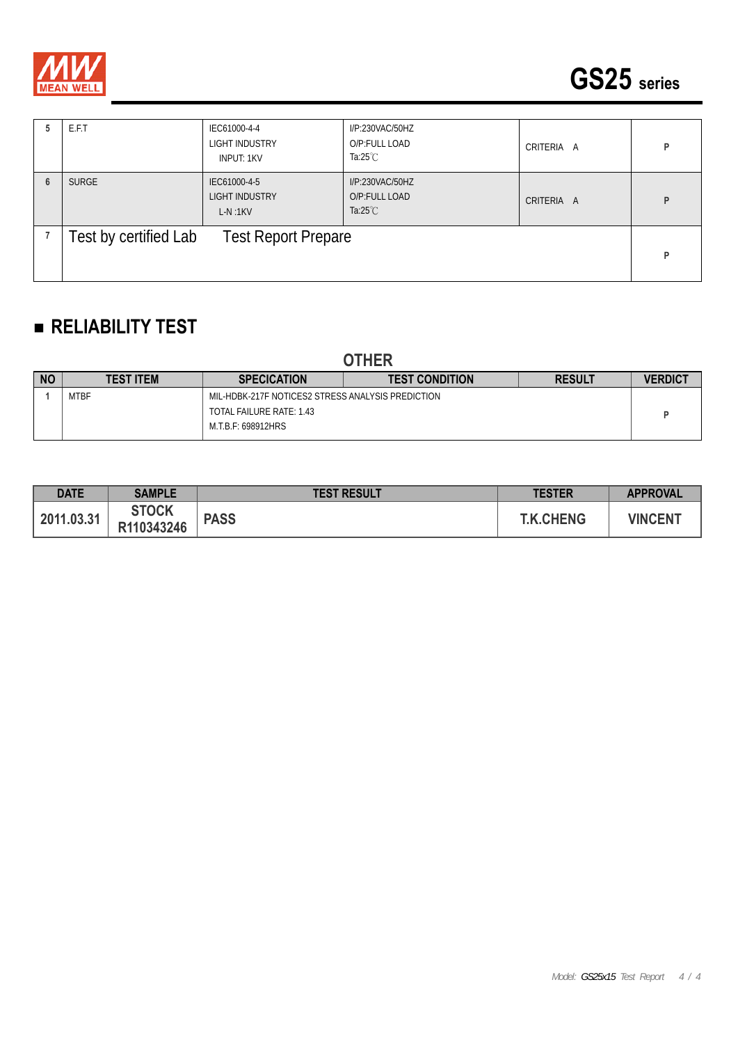| | | | | | |
|---|---|---|---|---|---|
| 5 | E.F.T | IEC61000-4-4<br>LIGHT INDUSTRY<br>INPUT: 1KV | I/P:230VAC/50HZ<br>O/P:FULL LOAD<br>Ta:25℃ | CRITERIA A | P |
| 6 | SURGE | IEC61000-4-5<br>LIGHT INDUSTRY<br>L-N :1KV | I/P:230VAC/50HZ<br>O/P:FULL LOAD<br>Ta:25℃ | CRITERIA A | P |
| 7 | Test by certified Lab | Test Report Prepare | | | P |

## ■ RELIABILITY TEST

### OTHER

| NO | TEST ITEM | SPECICATION | TEST CONDITION | RESULT | VERDICT |
|---|---|---|---|---|---|
| 1 | MTBF | MIL-HDBK-217F NOTICES2 STRESS ANALYSIS PREDICTION<br>TOTAL FAILURE RATE: 1.43<br>M.T.B.F: 698912HRS | | | P |

| DATE | SAMPLE | TEST RESULT | TESTER | APPROVAL |
|---|---|---|---|---|
| 2011.03.31 | STOCK<br>R110343246 | PASS | T.K.CHENG | VINCENT |